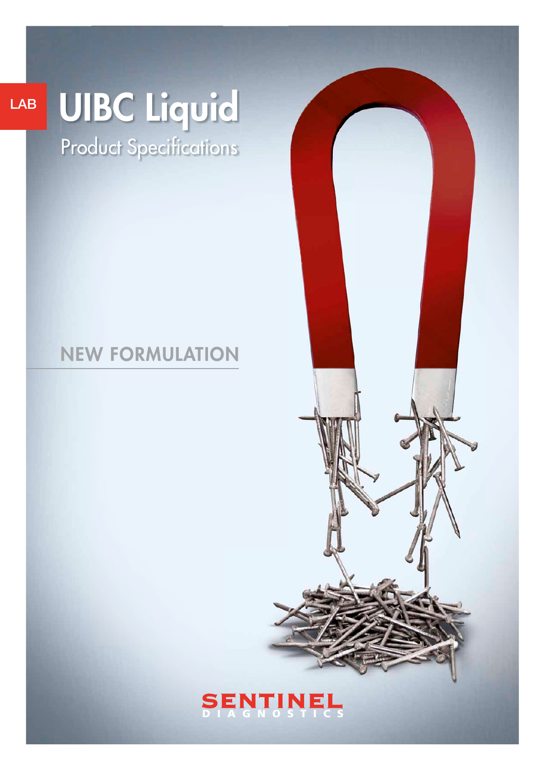LAB

# UIBC Liquid

## Product Specifications

NEW FORMULATION

SENTINEL
DIAGNOSTICS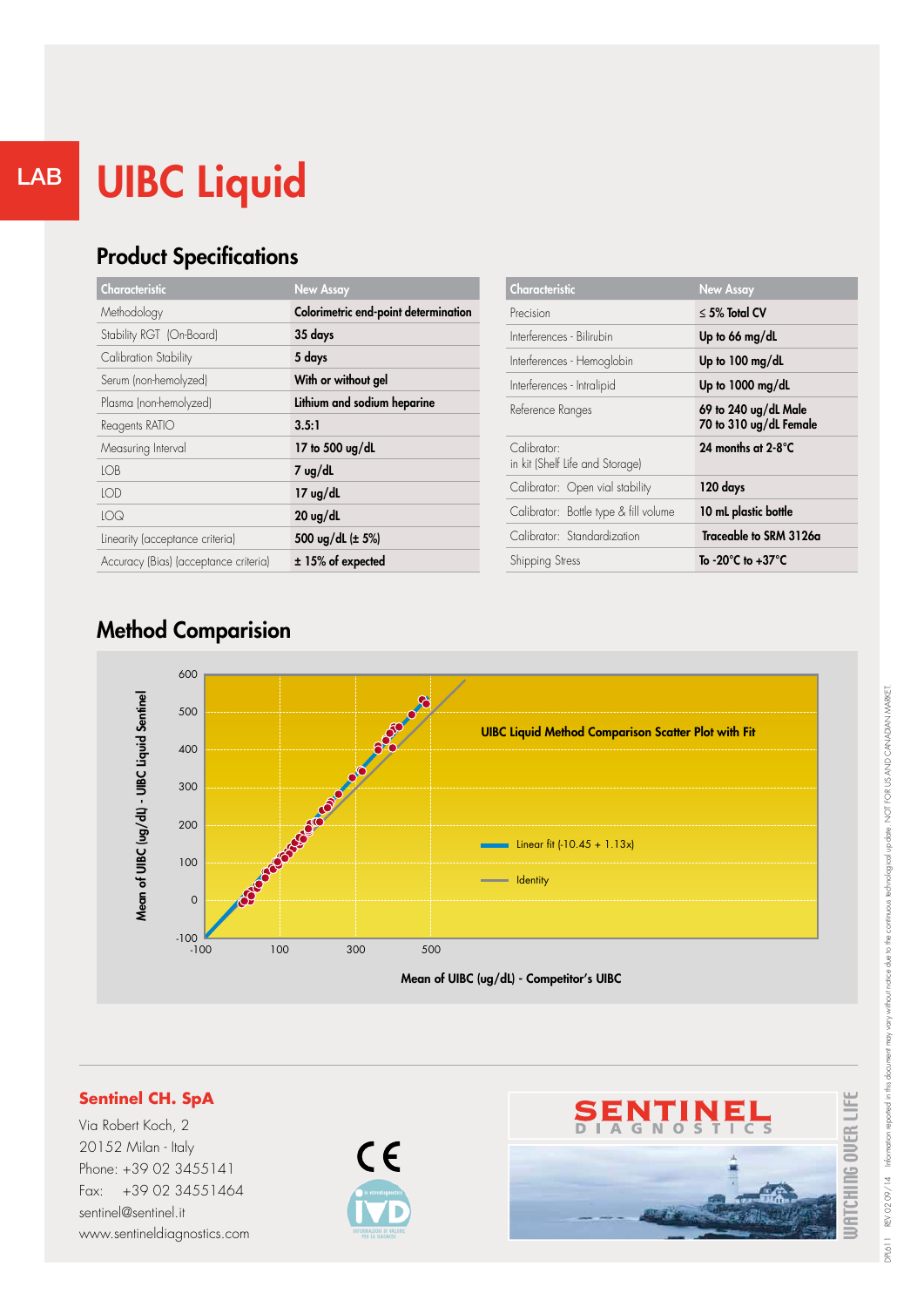LAB

# UIBC Liquid

## Product Specifications

| Characteristic | New Assay |
|---|---|
| Methodology | Colorimetric end-point determination |
| Stability RGT (On-Board) | 35 days |
| Calibration Stability | 5 days |
| Serum (non-hemolyzed) | With or without gel |
| Plasma (non-hemolyzed) | Lithium and sodium heparine |
| Reagents RATIO | 3.5:1 |
| Measuring Interval | 17 to 500 ug/dL |
| LOB | 7 ug/dL |
| LOD | 17 ug/dL |
| LOQ | 20 ug/dL |
| Linearity (acceptance criteria) | 500 ug/dL (± 5%) |
| Accuracy (Bias) (acceptance criteria) | ± 15% of expected |

| Characteristic | New Assay |
|---|---|
| Precision | ≤ 5% Total CV |
| Interferences - Bilirubin | Up to 66 mg/dL |
| Interferences - Hemoglobin | Up to 100 mg/dL |
| Interferences - Intralipid | Up to 1000 mg/dL |
| Reference Ranges | 69 to 240 ug/dL Male<br>70 to 310 ug/dL Female |
| Calibrator:<br>in kit (Shelf Life and Storage) | 24 months at 2-8°C |
| Calibrator: Open vial stability | 120 days |
| Calibrator: Bottle type & fill volume | 10 mL plastic bottle |
| Calibrator: Standardization | Traceable to SRM 3126a |
| Shipping Stress | To -20°C to +37°C |

## Method Comparision

UIBC Liquid Method Comparison Scatter Plot with Fit

Linear fit (-10.45 + 1.13x)

Identity

Mean of UIBC (ug/dL) - UIBC Liquid Sentinel

600
500
400
300
200
100
0
-100

-100
100
300
500

Mean of UIBC (ug/dL) - Competitor's UIBC

**Sentinel CH. SpA**

Via Robert Koch, 2
20152 Milan - Italy
Phone: +39 02 3455141
Fax: +39 02 34551464
sentinel@sentinel.it
www.sentineldiagnostics.com

SENTINEL DIAGNOSTICS

WATCHING OVER LIFE

DR611 REV 02 09/14 Information reported in this document may vary without notice due to the continuous technological update. NOT FOR US AND CANADIAN MARKET